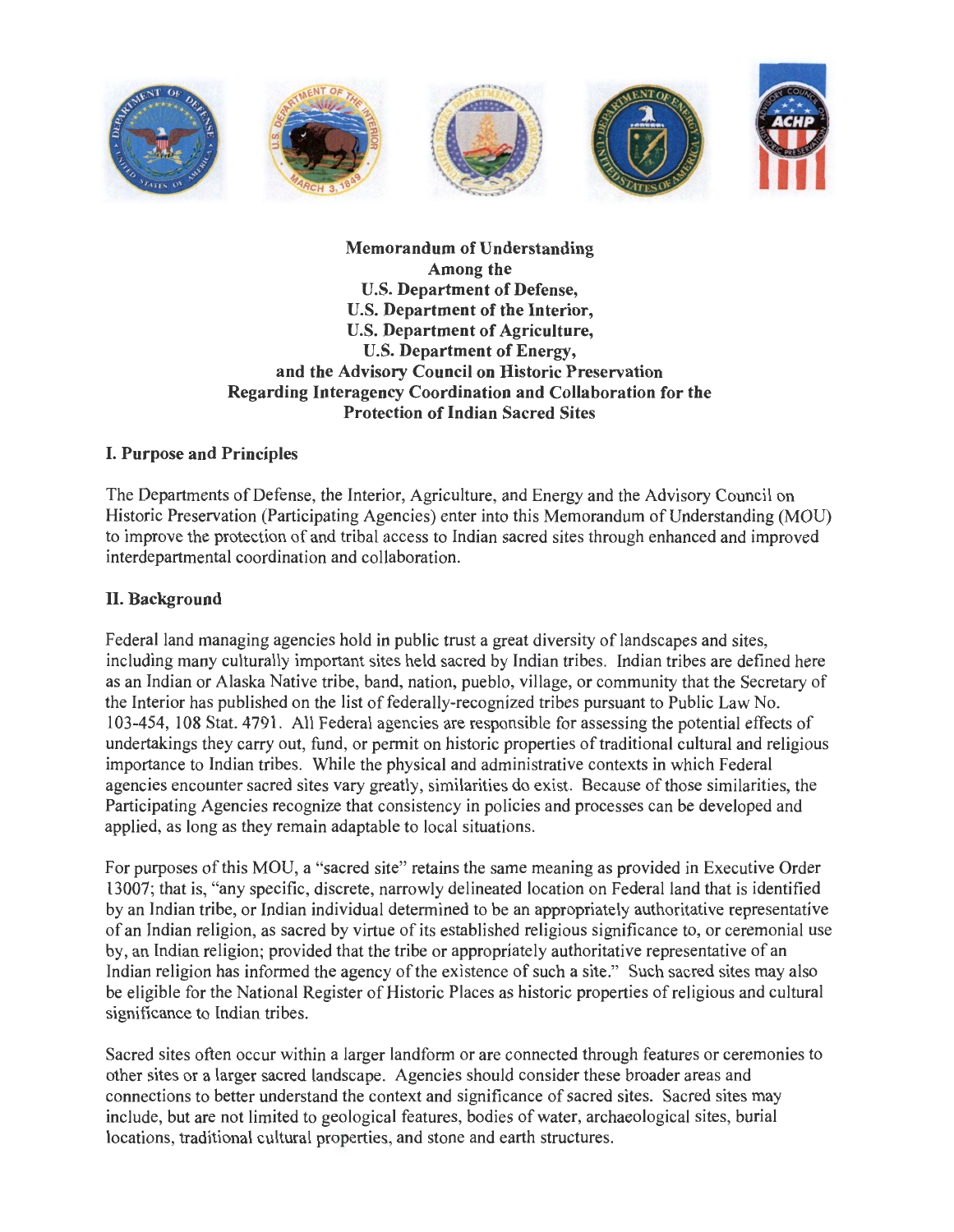**Memorandum of Understanding**
**Among the**
**U.S. Department of Defense,**
**U.S. Department of the Interior,**
**U.S. Department of Agriculture,**
**U.S. Department of Energy,**
**and the Advisory Council on Historic Preservation**
**Regarding Interagency Coordination and Collaboration for the Protection of Indian Sacred Sites**

## I. Purpose and Principles

The Departments of Defense, the Interior, Agriculture, and Energy and the Advisory Council on Historic Preservation (Participating Agencies) enter into this Memorandum of Understanding (MOU) to improve the protection of and tribal access to Indian sacred sites through enhanced and improved interdepartmental coordination and collaboration.

## II. Background

Federal land managing agencies hold in public trust a great diversity of landscapes and sites, including many culturally important sites held sacred by Indian tribes. Indian tribes are defined here as an Indian or Alaska Native tribe, band, nation, pueblo, village, or community that the Secretary of the Interior has published on the list of federally-recognized tribes pursuant to Public Law No. 103-454, 108 Stat. 4791. All Federal agencies are responsible for assessing the potential effects of undertakings they carry out, fund, or permit on historic properties of traditional cultural and religious importance to Indian tribes. While the physical and administrative contexts in which Federal agencies encounter sacred sites vary greatly, similarities do exist. Because of those similarities, the Participating Agencies recognize that consistency in policies and processes can be developed and applied, as long as they remain adaptable to local situations.

For purposes of this MOU, a "sacred site" retains the same meaning as provided in Executive Order 13007; that is, "any specific, discrete, narrowly delineated location on Federal land that is identified by an Indian tribe, or Indian individual determined to be an appropriately authoritative representative of an Indian religion, as sacred by virtue of its established religious significance to, or ceremonial use by, an Indian religion; provided that the tribe or appropriately authoritative representative of an Indian religion has informed the agency of the existence of such a site." Such sacred sites may also be eligible for the National Register of Historic Places as historic properties of religious and cultural significance to Indian tribes.

Sacred sites often occur within a larger landform or are connected through features or ceremonies to other sites or a larger sacred landscape. Agencies should consider these broader areas and connections to better understand the context and significance of sacred sites. Sacred sites may include, but are not limited to geological features, bodies of water, archaeological sites, burial locations, traditional cultural properties, and stone and earth structures.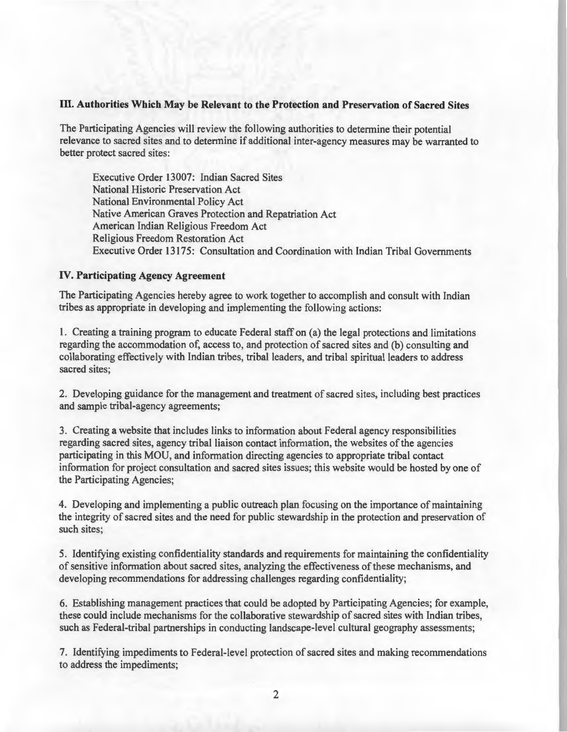## III. Authorities Which May be Relevant to the Protection and Preservation of Sacred Sites

The Participating Agencies will review the following authorities to determine their potential relevance to sacred sites and to determine if additional inter-agency measures may be warranted to better protect sacred sites:

- Executive Order 13007: Indian Sacred Sites
- National Historic Preservation Act
- National Environmental Policy Act
- Native American Graves Protection and Repatriation Act
- American Indian Religious Freedom Act
- Religious Freedom Restoration Act
- Executive Order 13175: Consultation and Coordination with Indian Tribal Governments

## IV. Participating Agency Agreement

The Participating Agencies hereby agree to work together to accomplish and consult with Indian tribes as appropriate in developing and implementing the following actions:

1. Creating a training program to educate Federal staff on (a) the legal protections and limitations regarding the accommodation of, access to, and protection of sacred sites and (b) consulting and collaborating effectively with Indian tribes, tribal leaders, and tribal spiritual leaders to address sacred sites;

2. Developing guidance for the management and treatment of sacred sites, including best practices and sample tribal-agency agreements;

3. Creating a website that includes links to information about Federal agency responsibilities regarding sacred sites, agency tribal liaison contact information, the websites of the agencies participating in this MOU, and information directing agencies to appropriate tribal contact information for project consultation and sacred sites issues; this website would be hosted by one of the Participating Agencies;

4. Developing and implementing a public outreach plan focusing on the importance of maintaining the integrity of sacred sites and the need for public stewardship in the protection and preservation of such sites;

5. Identifying existing confidentiality standards and requirements for maintaining the confidentiality of sensitive information about sacred sites, analyzing the effectiveness of these mechanisms, and developing recommendations for addressing challenges regarding confidentiality;

6. Establishing management practices that could be adopted by Participating Agencies; for example, these could include mechanisms for the collaborative stewardship of sacred sites with Indian tribes, such as Federal-tribal partnerships in conducting landscape-level cultural geography assessments;

7. Identifying impediments to Federal-level protection of sacred sites and making recommendations to address the impediments;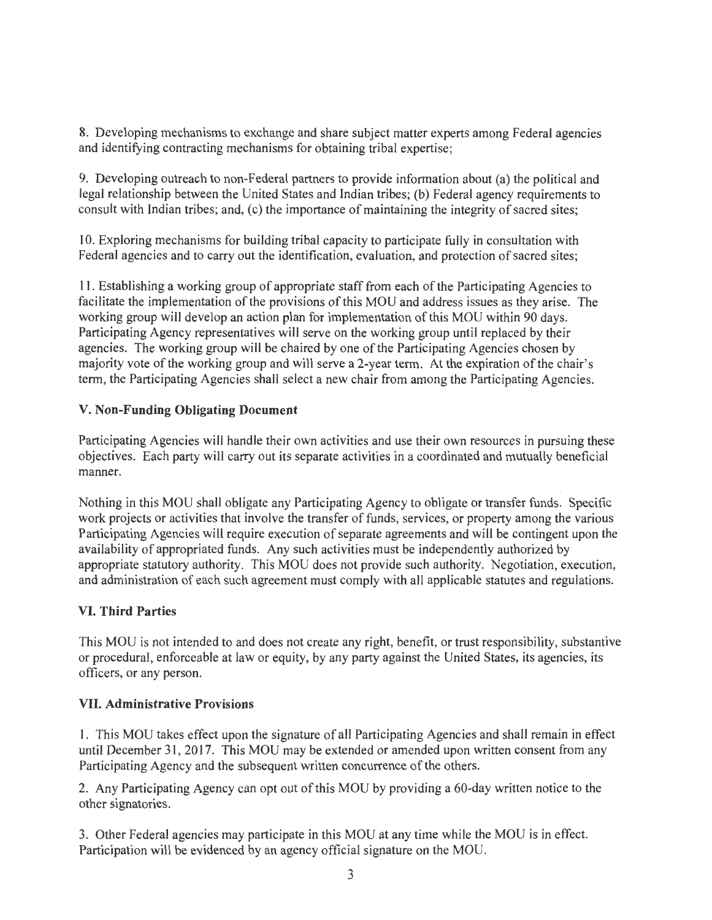8. Developing mechanisms to exchange and share subject matter experts among Federal agencies and identifying contracting mechanisms for obtaining tribal expertise;

9. Developing outreach to non-Federal partners to provide information about (a) the political and legal relationship between the United States and Indian tribes; (b) Federal agency requirements to consult with Indian tribes; and, (c) the importance of maintaining the integrity of sacred sites;

10. Exploring mechanisms for building tribal capacity to participate fully in consultation with Federal agencies and to carry out the identification, evaluation, and protection of sacred sites;

11. Establishing a working group of appropriate staff from each of the Participating Agencies to facilitate the implementation of the provisions of this MOU and address issues as they arise. The working group will develop an action plan for implementation of this MOU within 90 days. Participating Agency representatives will serve on the working group until replaced by their agencies. The working group will be chaired by one of the Participating Agencies chosen by majority vote of the working group and will serve a 2-year term. At the expiration of the chair's term, the Participating Agencies shall select a new chair from among the Participating Agencies.

### V. Non-Funding Obligating Document

Participating Agencies will handle their own activities and use their own resources in pursuing these objectives. Each party will carry out its separate activities in a coordinated and mutually beneficial manner.

Nothing in this MOU shall obligate any Participating Agency to obligate or transfer funds. Specific work projects or activities that involve the transfer of funds, services, or property among the various Participating Agencies will require execution of separate agreements and will be contingent upon the availability of appropriated funds. Any such activities must be independently authorized by appropriate statutory authority. This MOU does not provide such authority. Negotiation, execution, and administration of each such agreement must comply with all applicable statutes and regulations.

### VI. Third Parties

This MOU is not intended to and does not create any right, benefit, or trust responsibility, substantive or procedural, enforceable at law or equity, by any party against the United States, its agencies, its officers, or any person.

### VII. Administrative Provisions

1. This MOU takes effect upon the signature of all Participating Agencies and shall remain in effect until December 31, 2017. This MOU may be extended or amended upon written consent from any Participating Agency and the subsequent written concurrence of the others.

2. Any Participating Agency can opt out of this MOU by providing a 60-day written notice to the other signatories.

3. Other Federal agencies may participate in this MOU at any time while the MOU is in effect. Participation will be evidenced by an agency official signature on the MOU.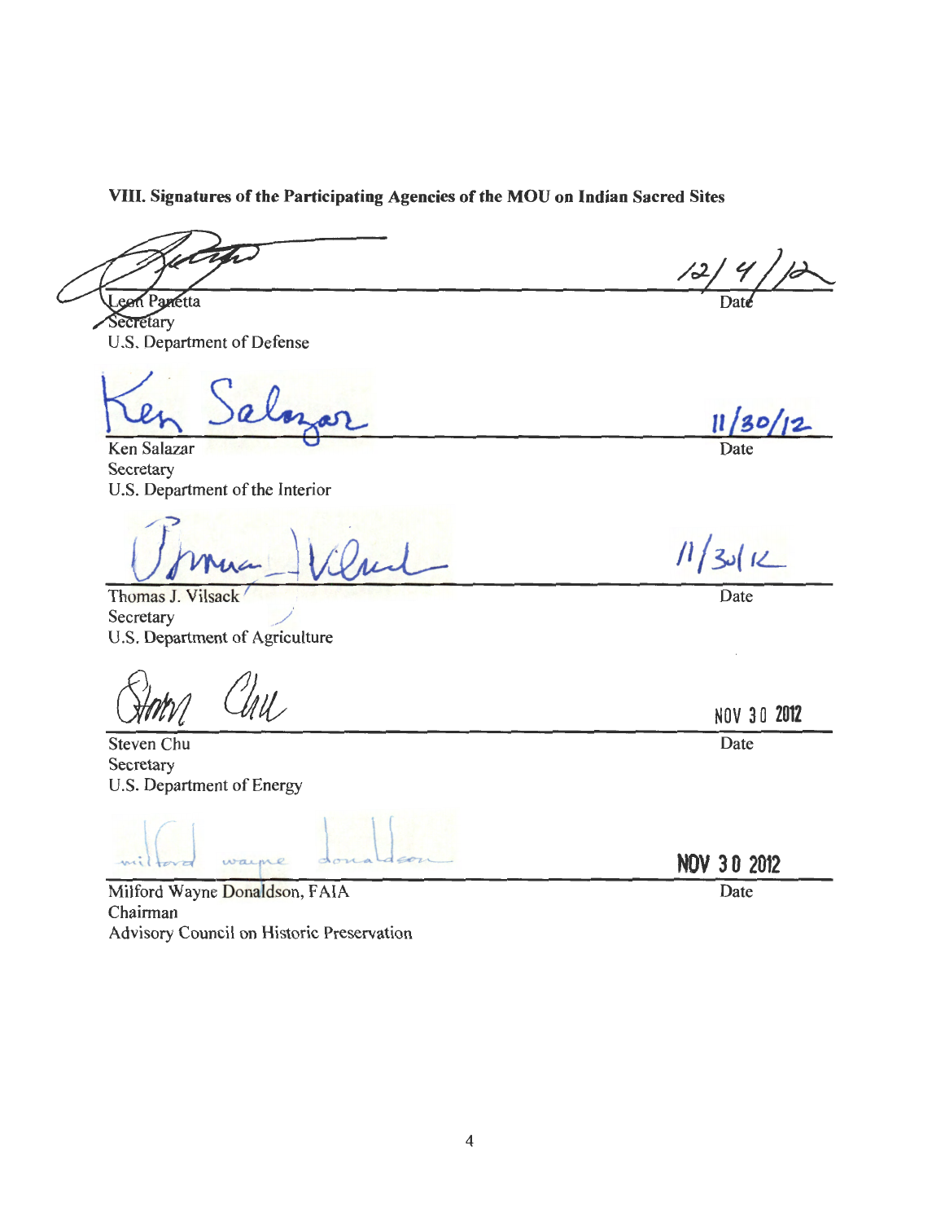## VIII. Signatures of the Participating Agencies of the MOU on Indian Sacred Sites

Leon Panetta
Secretary
U.S. Department of Defense

12/4/12
Date

Ken Salazar
Secretary
U.S. Department of the Interior

11/30/12
Date

Thomas J. Vilsack
Secretary
U.S. Department of Agriculture

11/30/12
Date

Steven Chu
Secretary
U.S. Department of Energy

NOV 30 2012
Date

Milford Wayne Donaldson, FAIA
Chairman
Advisory Council on Historic Preservation

NOV 30 2012
Date